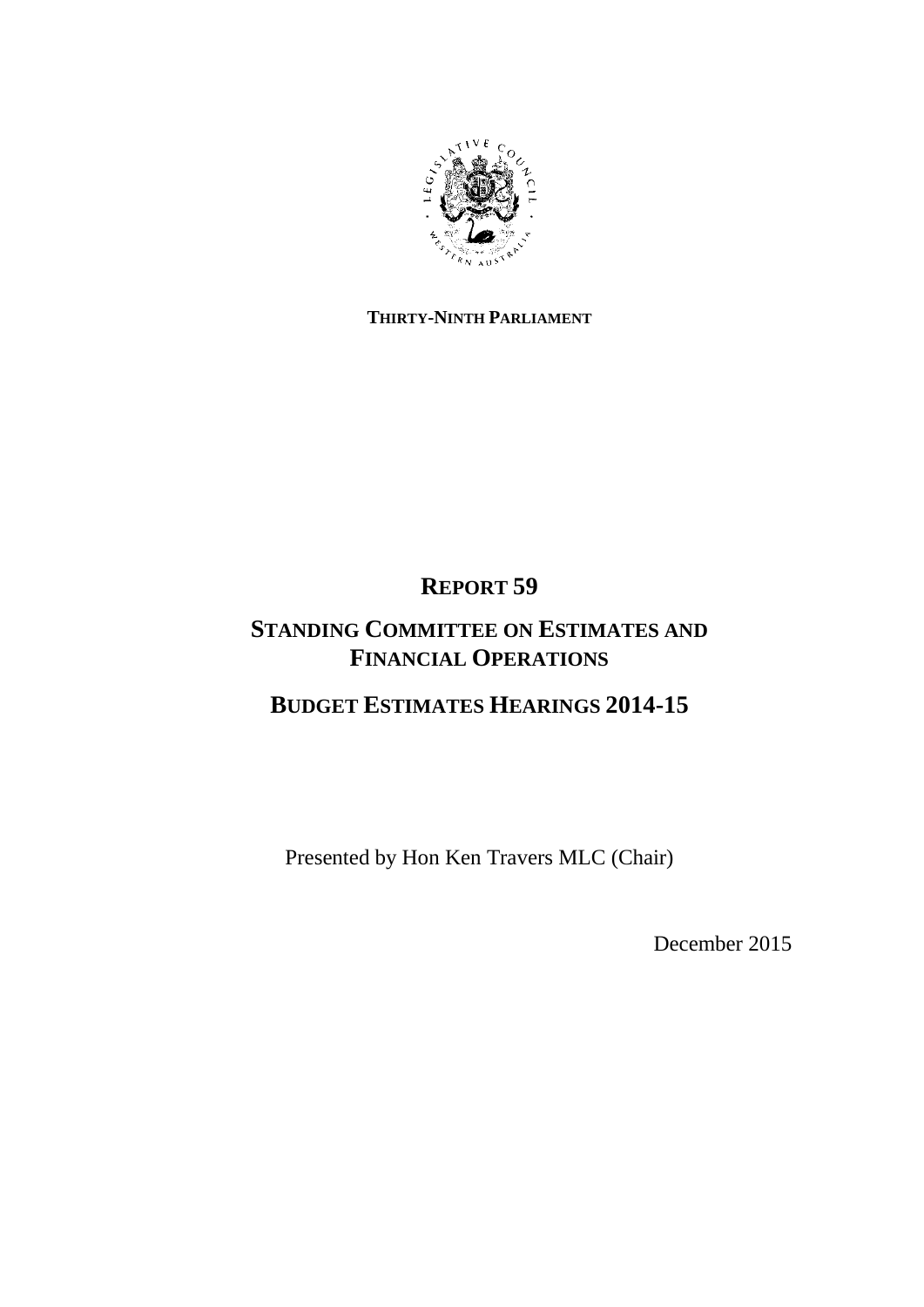**THIRTY-NINTH PARLIAMENT**

# REPORT 59

## STANDING COMMITTEE ON ESTIMATES AND FINANCIAL OPERATIONS

## BUDGET ESTIMATES HEARINGS 2014-15

Presented by Hon Ken Travers MLC (Chair)

December 2015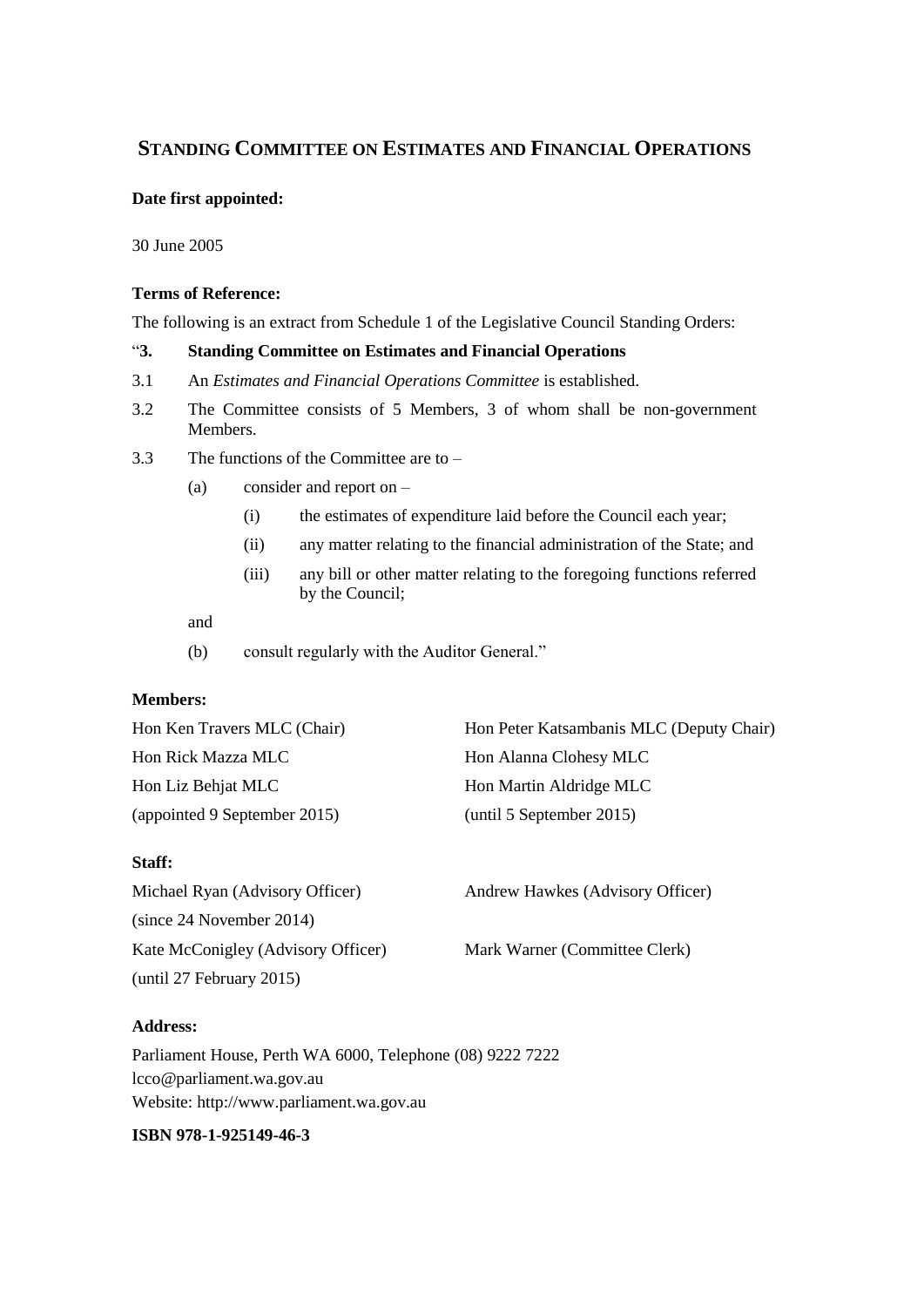## STANDING COMMITTEE ON ESTIMATES AND FINANCIAL OPERATIONS

**Date first appointed:**

30 June 2005

**Terms of Reference:**

The following is an extract from Schedule 1 of the Legislative Council Standing Orders:

"**3. Standing Committee on Estimates and Financial Operations**

3.1 An *Estimates and Financial Operations Committee* is established.

3.2 The Committee consists of 5 Members, 3 of whom shall be non-government Members.

3.3 The functions of the Committee are to –

- (a) consider and report on –
  - (i) the estimates of expenditure laid before the Council each year;
  - (ii) any matter relating to the financial administration of the State; and
  - (iii) any bill or other matter relating to the foregoing functions referred by the Council;

  and

- (b) consult regularly with the Auditor General."

**Members:**

Hon Ken Travers MLC (Chair)

Hon Peter Katsambanis MLC (Deputy Chair)

Hon Rick Mazza MLC

Hon Alanna Clohesy MLC

Hon Liz Behjat MLC (appointed 9 September 2015)

Hon Martin Aldridge MLC (until 5 September 2015)

**Staff:**

Michael Ryan (Advisory Officer) (since 24 November 2014)

Andrew Hawkes (Advisory Officer)

Kate McConigley (Advisory Officer) (until 27 February 2015)

Mark Warner (Committee Clerk)

**Address:**

Parliament House, Perth WA 6000, Telephone (08) 9222 7222
lcco@parliament.wa.gov.au
Website: http://www.parliament.wa.gov.au

**ISBN 978-1-925149-46-3**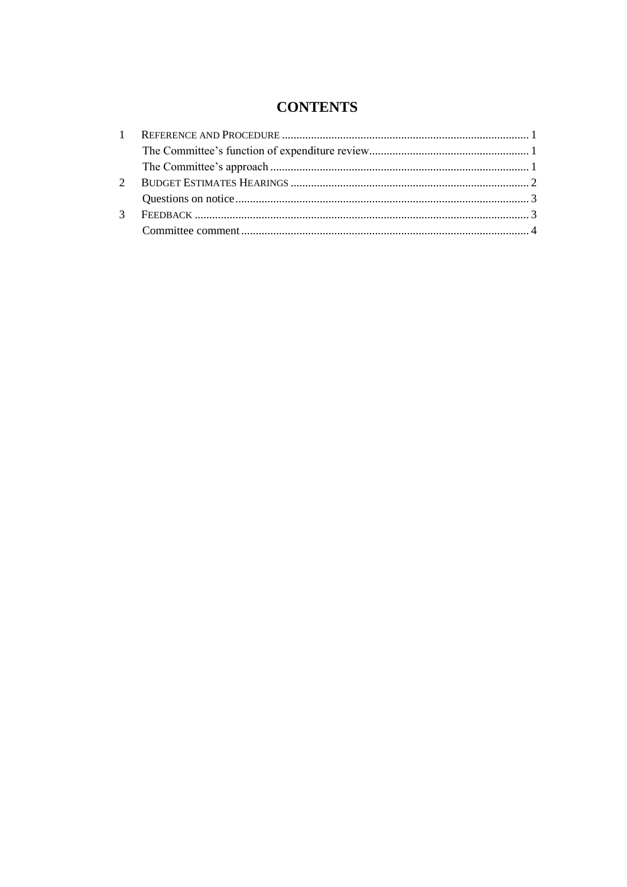# CONTENTS

1 REFERENCE AND PROCEDURE ..... 1
   The Committee's function of expenditure review ..... 1
   The Committee's approach ..... 1
2 BUDGET ESTIMATES HEARINGS ..... 2
   Questions on notice ..... 3
3 FEEDBACK ..... 3
   Committee comment ..... 4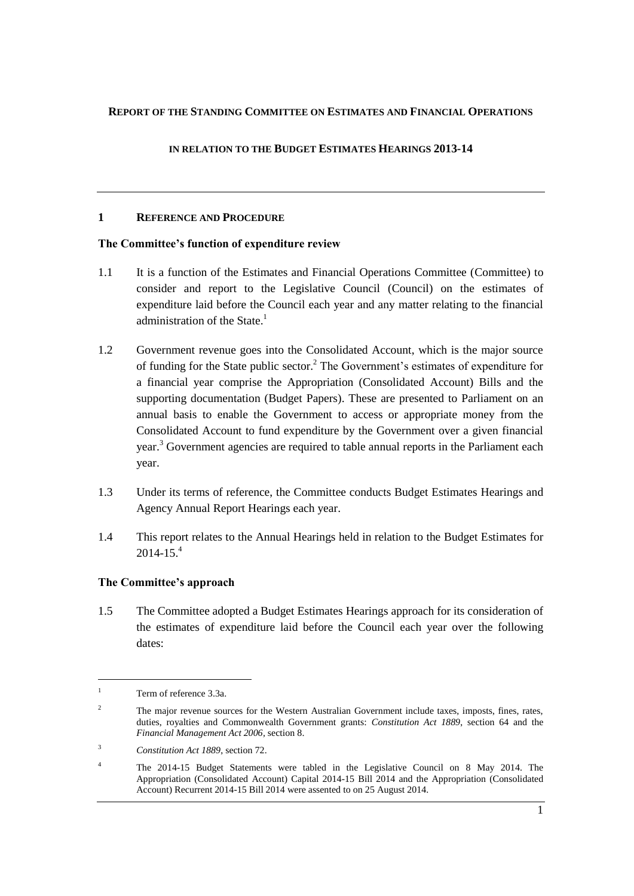**REPORT OF THE STANDING COMMITTEE ON ESTIMATES AND FINANCIAL OPERATIONS**

**IN RELATION TO THE BUDGET ESTIMATES HEARINGS 2013-14**

---

## 1 REFERENCE AND PROCEDURE

### The Committee's function of expenditure review

1.1 It is a function of the Estimates and Financial Operations Committee (Committee) to consider and report to the Legislative Council (Council) on the estimates of expenditure laid before the Council each year and any matter relating to the financial administration of the State.[1]

1.2 Government revenue goes into the Consolidated Account, which is the major source of funding for the State public sector.[2] The Government's estimates of expenditure for a financial year comprise the Appropriation (Consolidated Account) Bills and the supporting documentation (Budget Papers). These are presented to Parliament on an annual basis to enable the Government to access or appropriate money from the Consolidated Account to fund expenditure by the Government over a given financial year.[3] Government agencies are required to table annual reports in the Parliament each year.

1.3 Under its terms of reference, the Committee conducts Budget Estimates Hearings and Agency Annual Report Hearings each year.

1.4 This report relates to the Annual Hearings held in relation to the Budget Estimates for 2014-15.[4]

### The Committee's approach

1.5 The Committee adopted a Budget Estimates Hearings approach for its consideration of the estimates of expenditure laid before the Council each year over the following dates:

---

[1] Term of reference 3.3a.

[2] The major revenue sources for the Western Australian Government include taxes, imposts, fines, rates, duties, royalties and Commonwealth Government grants: *Constitution Act 1889*, section 64 and the *Financial Management Act 2006*, section 8.

[3] *Constitution Act 1889*, section 72.

[4] The 2014-15 Budget Statements were tabled in the Legislative Council on 8 May 2014. The Appropriation (Consolidated Account) Capital 2014-15 Bill 2014 and the Appropriation (Consolidated Account) Recurrent 2014-15 Bill 2014 were assented to on 25 August 2014.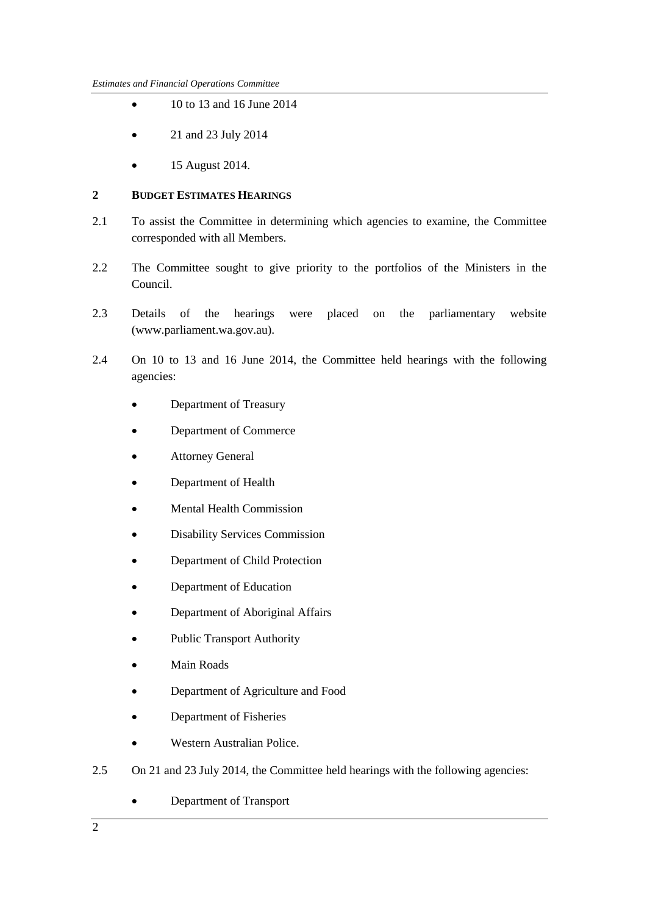- 10 to 13 and 16 June 2014
- 21 and 23 July 2014
- 15 August 2014.

## 2 BUDGET ESTIMATES HEARINGS

2.1 To assist the Committee in determining which agencies to examine, the Committee corresponded with all Members.

2.2 The Committee sought to give priority to the portfolios of the Ministers in the Council.

2.3 Details of the hearings were placed on the parliamentary website (www.parliament.wa.gov.au).

2.4 On 10 to 13 and 16 June 2014, the Committee held hearings with the following agencies:

- Department of Treasury
- Department of Commerce
- Attorney General
- Department of Health
- Mental Health Commission
- Disability Services Commission
- Department of Child Protection
- Department of Education
- Department of Aboriginal Affairs
- Public Transport Authority
- Main Roads
- Department of Agriculture and Food
- Department of Fisheries
- Western Australian Police.

2.5 On 21 and 23 July 2014, the Committee held hearings with the following agencies:

- Department of Transport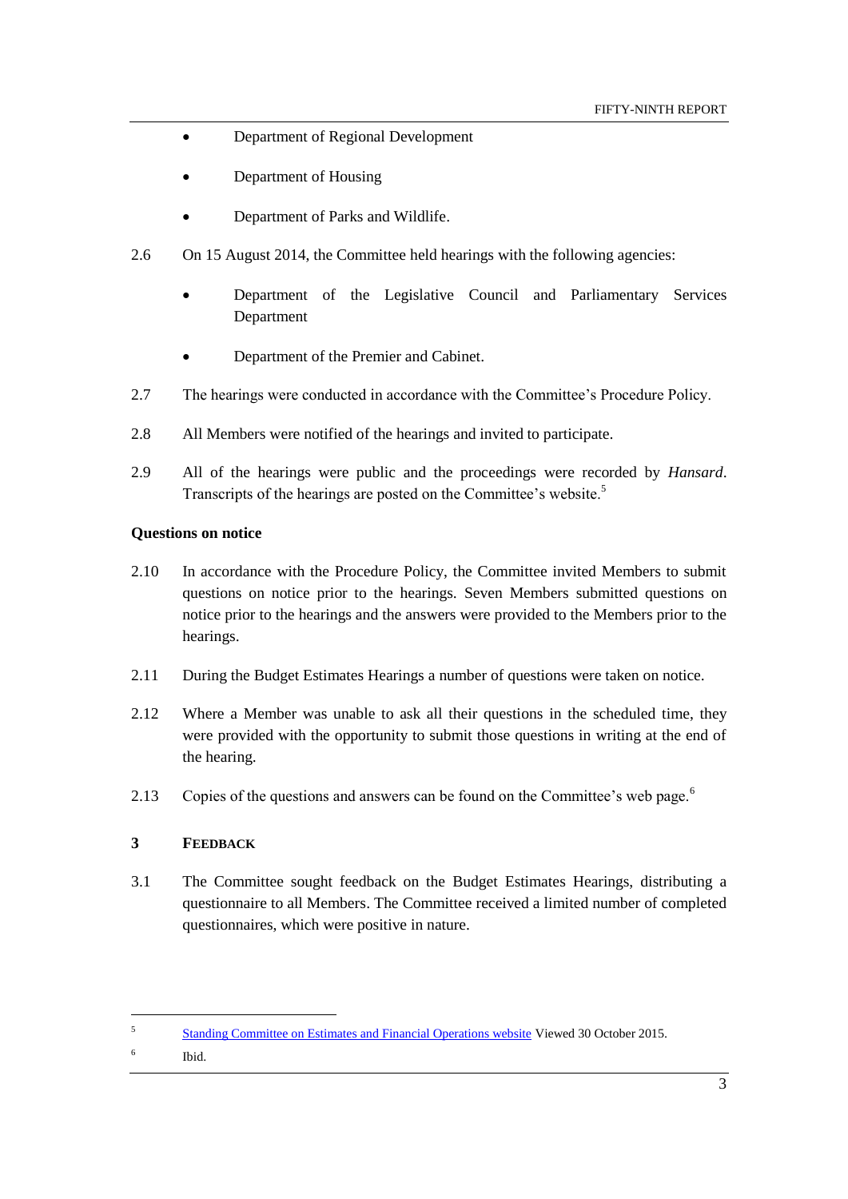- Department of Regional Development
- Department of Housing
- Department of Parks and Wildlife.

2.6 On 15 August 2014, the Committee held hearings with the following agencies:

- Department of the Legislative Council and Parliamentary Services Department
- Department of the Premier and Cabinet.

2.7 The hearings were conducted in accordance with the Committee's Procedure Policy.

2.8 All Members were notified of the hearings and invited to participate.

2.9 All of the hearings were public and the proceedings were recorded by *Hansard*. Transcripts of the hearings are posted on the Committee's website.[5]

**Questions on notice**

2.10 In accordance with the Procedure Policy, the Committee invited Members to submit questions on notice prior to the hearings. Seven Members submitted questions on notice prior to the hearings and the answers were provided to the Members prior to the hearings.

2.11 During the Budget Estimates Hearings a number of questions were taken on notice.

2.12 Where a Member was unable to ask all their questions in the scheduled time, they were provided with the opportunity to submit those questions in writing at the end of the hearing.

2.13 Copies of the questions and answers can be found on the Committee's web page.[6]

## 3 FEEDBACK

3.1 The Committee sought feedback on the Budget Estimates Hearings, distributing a questionnaire to all Members. The Committee received a limited number of completed questionnaires, which were positive in nature.

---

[5] Standing Committee on Estimates and Financial Operations website Viewed 30 October 2015.

[6] Ibid.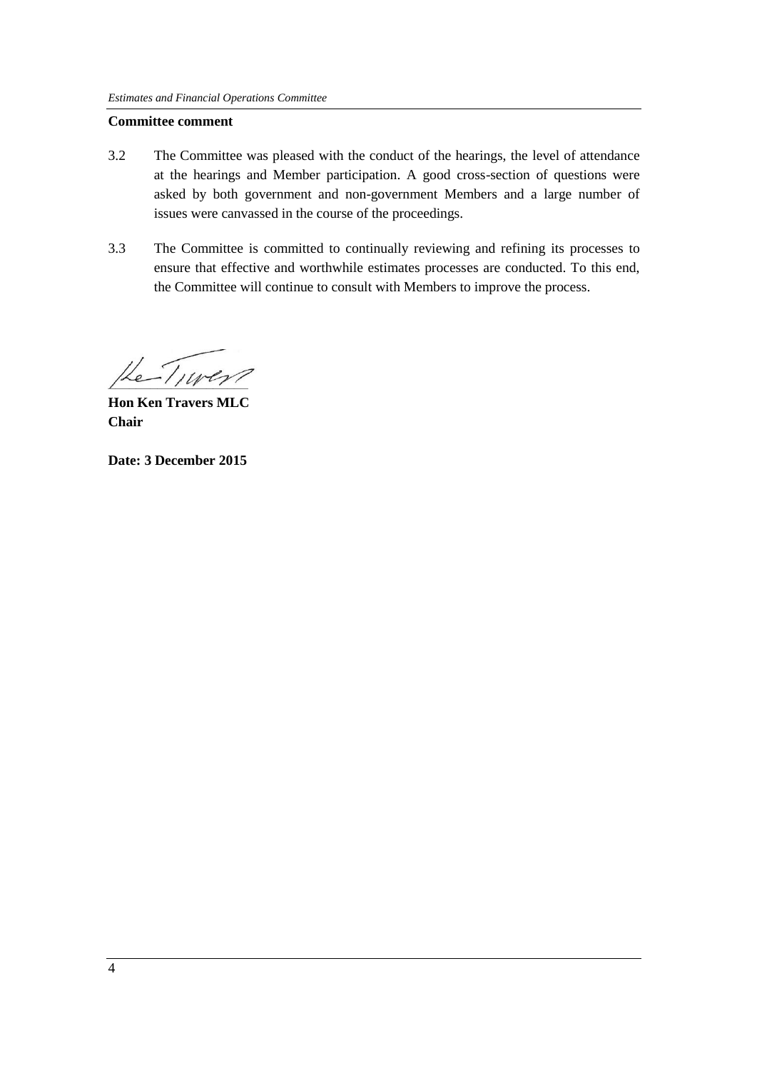**Committee comment**

3.2 The Committee was pleased with the conduct of the hearings, the level of attendance at the hearings and Member participation. A good cross-section of questions were asked by both government and non-government Members and a large number of issues were canvassed in the course of the proceedings.

3.3 The Committee is committed to continually reviewing and refining its processes to ensure that effective and worthwhile estimates processes are conducted. To this end, the Committee will continue to consult with Members to improve the process.

**Hon Ken Travers MLC**
**Chair**

**Date: 3 December 2015**